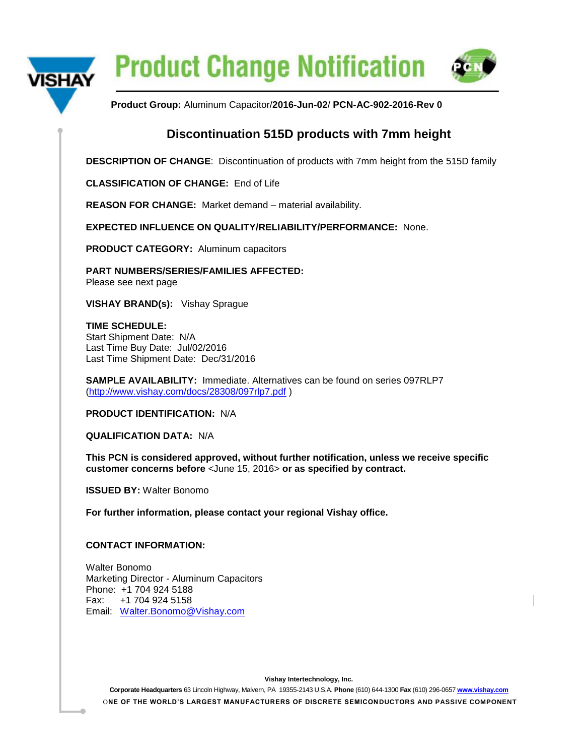# Product Change Notification

**Product Group:** Aluminum Capacitor/**2016-Jun-02**/ **PCN-AC-902-2016-Rev 0**

## Discontinuation 515D products with 7mm height

**DESCRIPTION OF CHANGE**: Discontinuation of products with 7mm height from the 515D family

**CLASSIFICATION OF CHANGE:** End of Life

**REASON FOR CHANGE:** Market demand – material availability.

**EXPECTED INFLUENCE ON QUALITY/RELIABILITY/PERFORMANCE:** None.

**PRODUCT CATEGORY:** Aluminum capacitors

**PART NUMBERS/SERIES/FAMILIES AFFECTED:**
Please see next page

**VISHAY BRAND(s):** Vishay Sprague

**TIME SCHEDULE:**
Start Shipment Date: N/A
Last Time Buy Date: Jul/02/2016
Last Time Shipment Date: Dec/31/2016

**SAMPLE AVAILABILITY:** Immediate. Alternatives can be found on series 097RLP7 (http://www.vishay.com/docs/28308/097rlp7.pdf )

**PRODUCT IDENTIFICATION:** N/A

**QUALIFICATION DATA:** N/A

**This PCN is considered approved, without further notification, unless we receive specific customer concerns before** <June 15, 2016> **or as specified by contract.**

**ISSUED BY:** Walter Bonomo

**For further information, please contact your regional Vishay office.**

**CONTACT INFORMATION:**

Walter Bonomo
Marketing Director - Aluminum Capacitors
Phone: +1 704 924 5188
Fax: +1 704 924 5158
Email: Walter.Bonomo@Vishay.com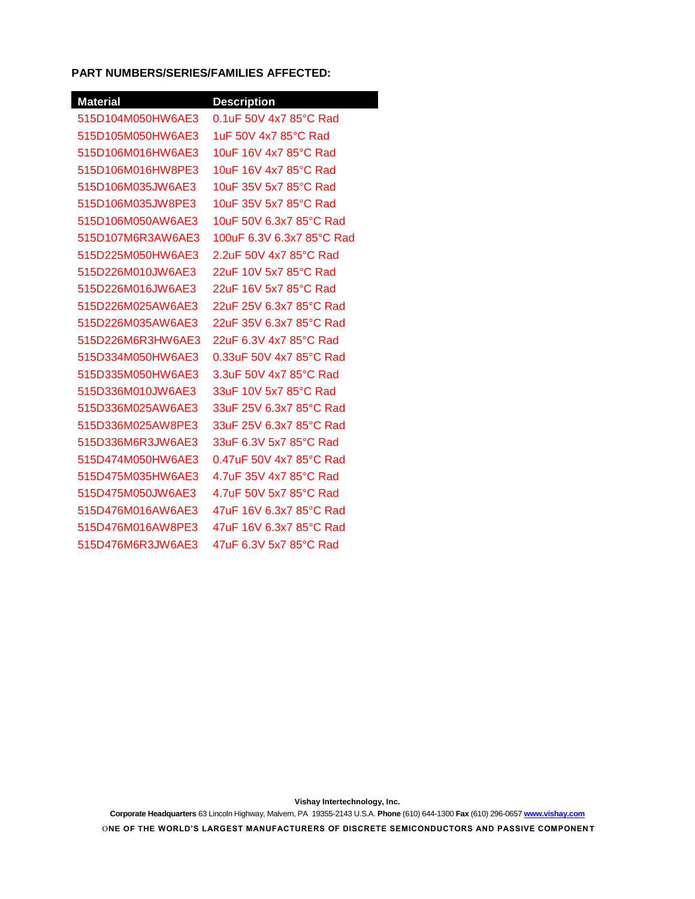**PART NUMBERS/SERIES/FAMILIES AFFECTED:**

| Material | Description |
|---|---|
| 515D104M050HW6AE3 | 0.1uF 50V 4x7 85°C Rad |
| 515D105M050HW6AE3 | 1uF 50V 4x7 85°C Rad |
| 515D106M016HW6AE3 | 10uF 16V 4x7 85°C Rad |
| 515D106M016HW8PE3 | 10uF 16V 4x7 85°C Rad |
| 515D106M035JW6AE3 | 10uF 35V 5x7 85°C Rad |
| 515D106M035JW8PE3 | 10uF 35V 5x7 85°C Rad |
| 515D106M050AW6AE3 | 10uF 50V 6.3x7 85°C Rad |
| 515D107M6R3AW6AE3 | 100uF 6.3V 6.3x7 85°C Rad |
| 515D225M050HW6AE3 | 2.2uF 50V 4x7 85°C Rad |
| 515D226M010JW6AE3 | 22uF 10V 5x7 85°C Rad |
| 515D226M016JW6AE3 | 22uF 16V 5x7 85°C Rad |
| 515D226M025AW6AE3 | 22uF 25V 6.3x7 85°C Rad |
| 515D226M035AW6AE3 | 22uF 35V 6.3x7 85°C Rad |
| 515D226M6R3HW6AE3 | 22uF 6.3V 4x7 85°C Rad |
| 515D334M050HW6AE3 | 0.33uF 50V 4x7 85°C Rad |
| 515D335M050HW6AE3 | 3.3uF 50V 4x7 85°C Rad |
| 515D336M010JW6AE3 | 33uF 10V 5x7 85°C Rad |
| 515D336M025AW6AE3 | 33uF 25V 6.3x7 85°C Rad |
| 515D336M025AW8PE3 | 33uF 25V 6.3x7 85°C Rad |
| 515D336M6R3JW6AE3 | 33uF 6.3V 5x7 85°C Rad |
| 515D474M050HW6AE3 | 0.47uF 50V 4x7 85°C Rad |
| 515D475M035HW6AE3 | 4.7uF 35V 4x7 85°C Rad |
| 515D475M050JW6AE3 | 4.7uF 50V 5x7 85°C Rad |
| 515D476M016AW6AE3 | 47uF 16V 6.3x7 85°C Rad |
| 515D476M016AW8PE3 | 47uF 16V 6.3x7 85°C Rad |
| 515D476M6R3JW6AE3 | 47uF 6.3V 5x7 85°C Rad |

**Vishay Intertechnology, Inc.**

**Corporate Headquarters** 63 Lincoln Highway, Malvern, PA 19355-2143 U.S.A. **Phone** (610) 644-1300 **Fax** (610) 296-0657 **www.vishay.com**

**ONE OF THE WORLD'S LARGEST MANUFACTURERS OF DISCRETE SEMICONDUCTORS AND PASSIVE COMPONENT**